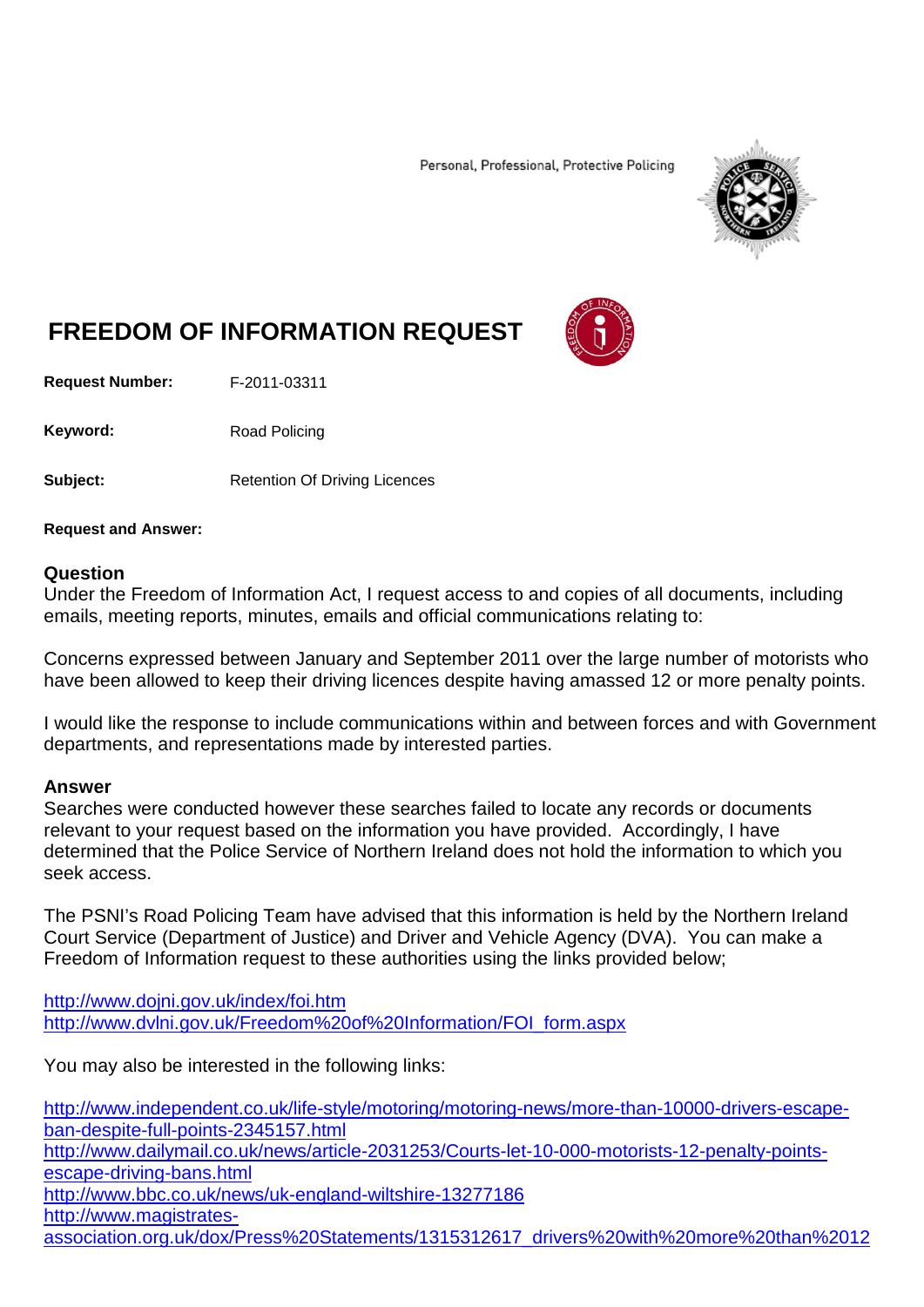Personal, Professional, Protective Policing

# FREEDOM OF INFORMATION REQUEST

**Request Number:** F-2011-03311

**Keyword:** Road Policing

**Subject:** Retention Of Driving Licences

**Request and Answer:**

## Question

Under the Freedom of Information Act, I request access to and copies of all documents, including emails, meeting reports, minutes, emails and official communications relating to:

Concerns expressed between January and September 2011 over the large number of motorists who have been allowed to keep their driving licences despite having amassed 12 or more penalty points.

I would like the response to include communications within and between forces and with Government departments, and representations made by interested parties.

## Answer

Searches were conducted however these searches failed to locate any records or documents relevant to your request based on the information you have provided. Accordingly, I have determined that the Police Service of Northern Ireland does not hold the information to which you seek access.

The PSNI's Road Policing Team have advised that this information is held by the Northern Ireland Court Service (Department of Justice) and Driver and Vehicle Agency (DVA). You can make a Freedom of Information request to these authorities using the links provided below;

http://www.dojni.gov.uk/index/foi.htm
http://www.dvlni.gov.uk/Freedom%20of%20Information/FOI_form.aspx

You may also be interested in the following links:

http://www.independent.co.uk/life-style/motoring/motoring-news/more-than-10000-drivers-escape-ban-despite-full-points-2345157.html
http://www.dailymail.co.uk/news/article-2031253/Courts-let-10-000-motorists-12-penalty-points-escape-driving-bans.html
http://www.bbc.co.uk/news/uk-england-wiltshire-13277186
http://www.magistrates-association.org.uk/dox/Press%20Statements/1315312617_drivers%20with%20more%20than%2012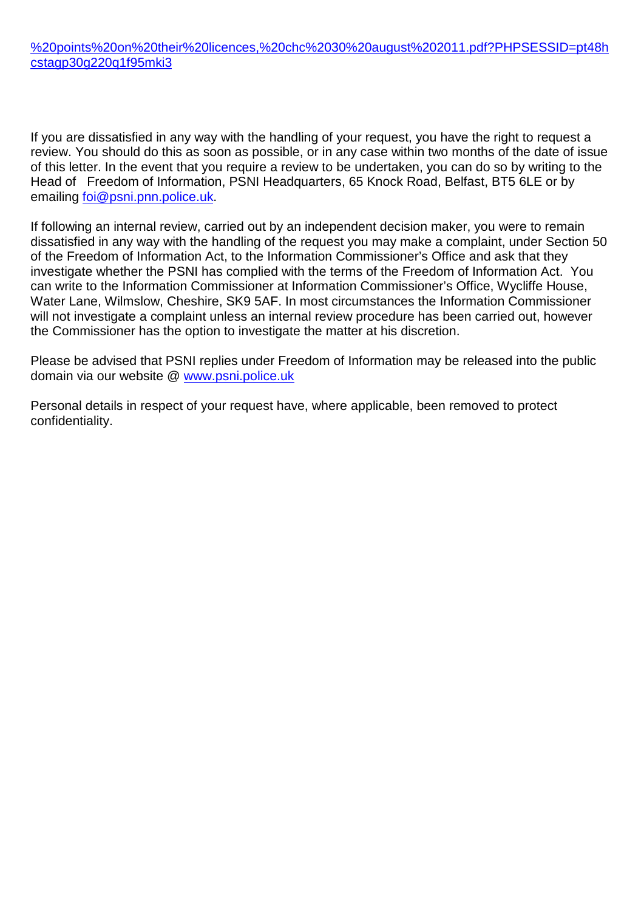%20points%20on%20their%20licences,%20chc%2030%20august%202011.pdf?PHPSESSID=pt48hcstagp30g220q1f95mki3

If you are dissatisfied in any way with the handling of your request, you have the right to request a review. You should do this as soon as possible, or in any case within two months of the date of issue of this letter. In the event that you require a review to be undertaken, you can do so by writing to the Head of Freedom of Information, PSNI Headquarters, 65 Knock Road, Belfast, BT5 6LE or by emailing foi@psni.pnn.police.uk.

If following an internal review, carried out by an independent decision maker, you were to remain dissatisfied in any way with the handling of the request you may make a complaint, under Section 50 of the Freedom of Information Act, to the Information Commissioner's Office and ask that they investigate whether the PSNI has complied with the terms of the Freedom of Information Act. You can write to the Information Commissioner at Information Commissioner's Office, Wycliffe House, Water Lane, Wilmslow, Cheshire, SK9 5AF. In most circumstances the Information Commissioner will not investigate a complaint unless an internal review procedure has been carried out, however the Commissioner has the option to investigate the matter at his discretion.

Please be advised that PSNI replies under Freedom of Information may be released into the public domain via our website @ www.psni.police.uk

Personal details in respect of your request have, where applicable, been removed to protect confidentiality.